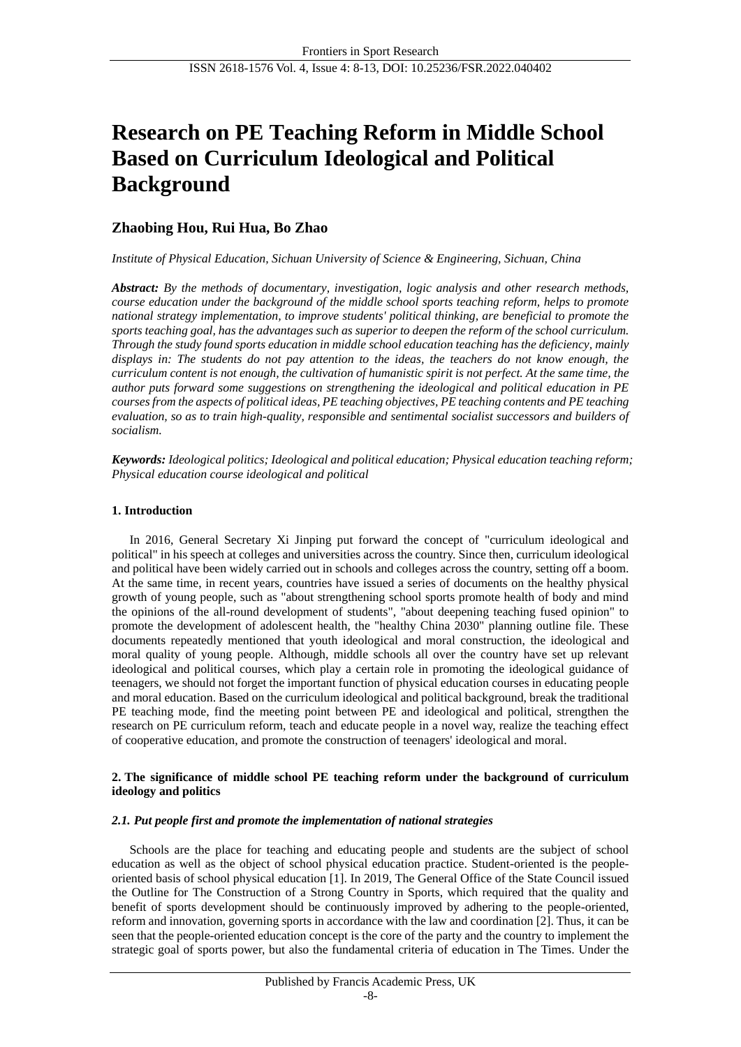# Research on PE Teaching Reform in Middle School Based on Curriculum Ideological and Political Background

## Zhaobing Hou, Rui Hua, Bo Zhao

*Institute of Physical Education, Sichuan University of Science & Engineering, Sichuan, China*

***Abstract:*** *By the methods of documentary, investigation, logic analysis and other research methods, course education under the background of the middle school sports teaching reform, helps to promote national strategy implementation, to improve students' political thinking, are beneficial to promote the sports teaching goal, has the advantages such as superior to deepen the reform of the school curriculum. Through the study found sports education in middle school education teaching has the deficiency, mainly displays in: The students do not pay attention to the ideas, the teachers do not know enough, the curriculum content is not enough, the cultivation of humanistic spirit is not perfect. At the same time, the author puts forward some suggestions on strengthening the ideological and political education in PE courses from the aspects of political ideas, PE teaching objectives, PE teaching contents and PE teaching evaluation, so as to train high-quality, responsible and sentimental socialist successors and builders of socialism.*

***Keywords:*** *Ideological politics; Ideological and political education; Physical education teaching reform; Physical education course ideological and political*

### 1. Introduction

In 2016, General Secretary Xi Jinping put forward the concept of "curriculum ideological and political" in his speech at colleges and universities across the country. Since then, curriculum ideological and political have been widely carried out in schools and colleges across the country, setting off a boom. At the same time, in recent years, countries have issued a series of documents on the healthy physical growth of young people, such as "about strengthening school sports promote health of body and mind the opinions of the all-round development of students", "about deepening teaching fused opinion" to promote the development of adolescent health, the "healthy China 2030" planning outline file. These documents repeatedly mentioned that youth ideological and moral construction, the ideological and moral quality of young people. Although, middle schools all over the country have set up relevant ideological and political courses, which play a certain role in promoting the ideological guidance of teenagers, we should not forget the important function of physical education courses in educating people and moral education. Based on the curriculum ideological and political background, break the traditional PE teaching mode, find the meeting point between PE and ideological and political, strengthen the research on PE curriculum reform, teach and educate people in a novel way, realize the teaching effect of cooperative education, and promote the construction of teenagers' ideological and moral.

### 2. The significance of middle school PE teaching reform under the background of curriculum ideology and politics

#### *2.1. Put people first and promote the implementation of national strategies*

Schools are the place for teaching and educating people and students are the subject of school education as well as the object of school physical education practice. Student-oriented is the people-oriented basis of school physical education [1]. In 2019, The General Office of the State Council issued the Outline for The Construction of a Strong Country in Sports, which required that the quality and benefit of sports development should be continuously improved by adhering to the people-oriented, reform and innovation, governing sports in accordance with the law and coordination [2]. Thus, it can be seen that the people-oriented education concept is the core of the party and the country to implement the strategic goal of sports power, but also the fundamental criteria of education in The Times. Under the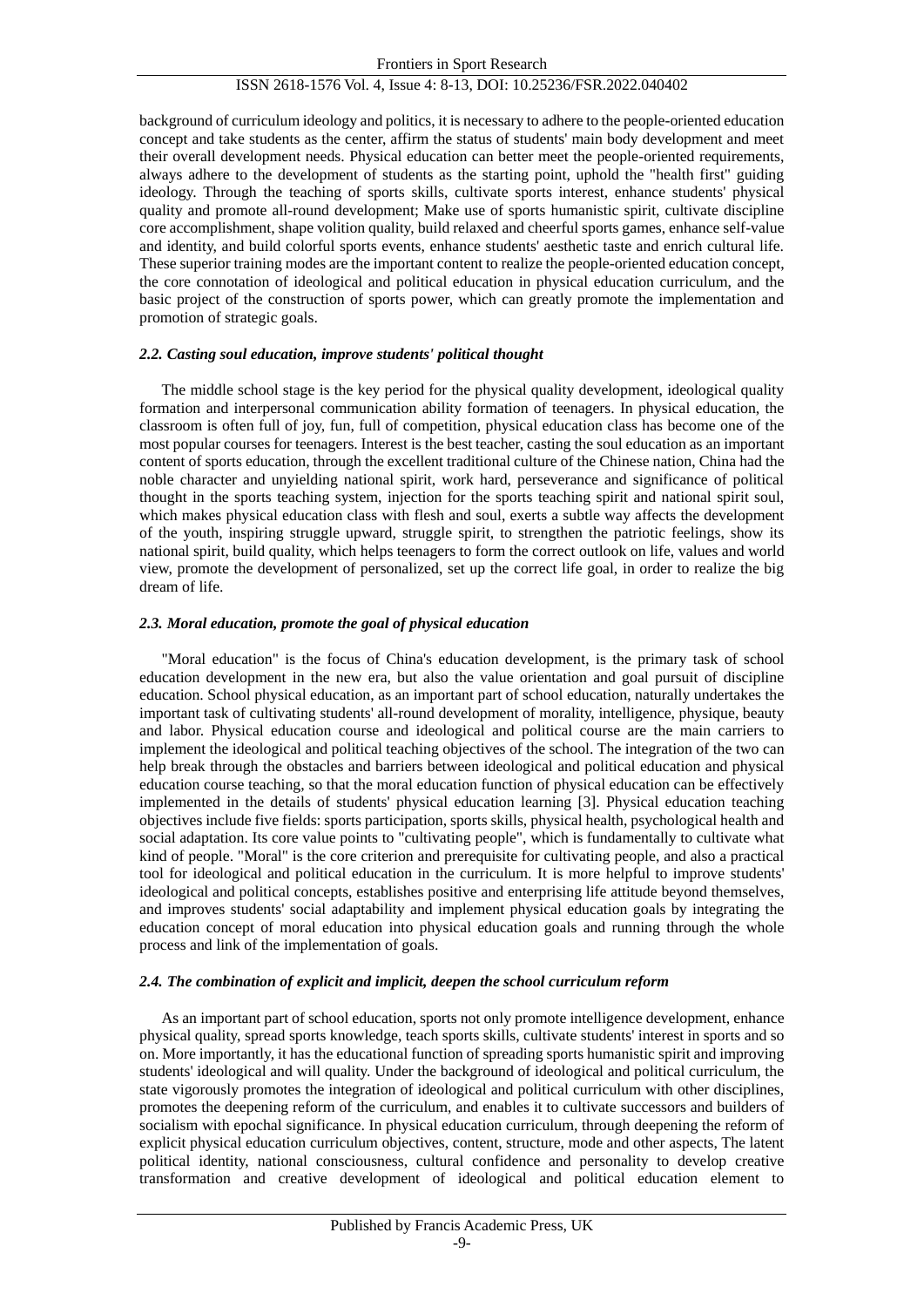background of curriculum ideology and politics, it is necessary to adhere to the people-oriented education concept and take students as the center, affirm the status of students' main body development and meet their overall development needs. Physical education can better meet the people-oriented requirements, always adhere to the development of students as the starting point, uphold the "health first" guiding ideology. Through the teaching of sports skills, cultivate sports interest, enhance students' physical quality and promote all-round development; Make use of sports humanistic spirit, cultivate discipline core accomplishment, shape volition quality, build relaxed and cheerful sports games, enhance self-value and identity, and build colorful sports events, enhance students' aesthetic taste and enrich cultural life. These superior training modes are the important content to realize the people-oriented education concept, the core connotation of ideological and political education in physical education curriculum, and the basic project of the construction of sports power, which can greatly promote the implementation and promotion of strategic goals.

### *2.2. Casting soul education, improve students' political thought*

The middle school stage is the key period for the physical quality development, ideological quality formation and interpersonal communication ability formation of teenagers. In physical education, the classroom is often full of joy, fun, full of competition, physical education class has become one of the most popular courses for teenagers. Interest is the best teacher, casting the soul education as an important content of sports education, through the excellent traditional culture of the Chinese nation, China had the noble character and unyielding national spirit, work hard, perseverance and significance of political thought in the sports teaching system, injection for the sports teaching spirit and national spirit soul, which makes physical education class with flesh and soul, exerts a subtle way affects the development of the youth, inspiring struggle upward, struggle spirit, to strengthen the patriotic feelings, show its national spirit, build quality, which helps teenagers to form the correct outlook on life, values and world view, promote the development of personalized, set up the correct life goal, in order to realize the big dream of life.

### *2.3. Moral education, promote the goal of physical education*

"Moral education" is the focus of China's education development, is the primary task of school education development in the new era, but also the value orientation and goal pursuit of discipline education. School physical education, as an important part of school education, naturally undertakes the important task of cultivating students' all-round development of morality, intelligence, physique, beauty and labor. Physical education course and ideological and political course are the main carriers to implement the ideological and political teaching objectives of the school. The integration of the two can help break through the obstacles and barriers between ideological and political education and physical education course teaching, so that the moral education function of physical education can be effectively implemented in the details of students' physical education learning [3]. Physical education teaching objectives include five fields: sports participation, sports skills, physical health, psychological health and social adaptation. Its core value points to "cultivating people", which is fundamentally to cultivate what kind of people. "Moral" is the core criterion and prerequisite for cultivating people, and also a practical tool for ideological and political education in the curriculum. It is more helpful to improve students' ideological and political concepts, establishes positive and enterprising life attitude beyond themselves, and improves students' social adaptability and implement physical education goals by integrating the education concept of moral education into physical education goals and running through the whole process and link of the implementation of goals.

### *2.4. The combination of explicit and implicit, deepen the school curriculum reform*

As an important part of school education, sports not only promote intelligence development, enhance physical quality, spread sports knowledge, teach sports skills, cultivate students' interest in sports and so on. More importantly, it has the educational function of spreading sports humanistic spirit and improving students' ideological and will quality. Under the background of ideological and political curriculum, the state vigorously promotes the integration of ideological and political curriculum with other disciplines, promotes the deepening reform of the curriculum, and enables it to cultivate successors and builders of socialism with epochal significance. In physical education curriculum, through deepening the reform of explicit physical education curriculum objectives, content, structure, mode and other aspects, The latent political identity, national consciousness, cultural confidence and personality to develop creative transformation and creative development of ideological and political education element to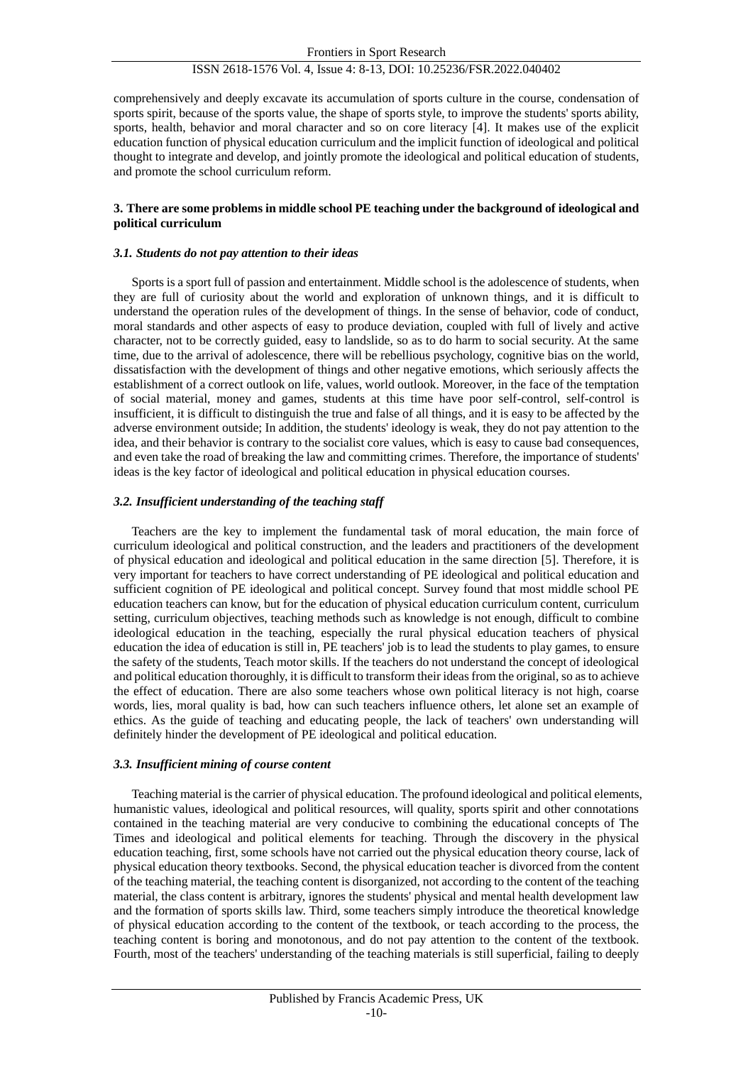comprehensively and deeply excavate its accumulation of sports culture in the course, condensation of sports spirit, because of the sports value, the shape of sports style, to improve the students' sports ability, sports, health, behavior and moral character and so on core literacy [4]. It makes use of the explicit education function of physical education curriculum and the implicit function of ideological and political thought to integrate and develop, and jointly promote the ideological and political education of students, and promote the school curriculum reform.

## 3. There are some problems in middle school PE teaching under the background of ideological and political curriculum

### *3.1. Students do not pay attention to their ideas*

Sports is a sport full of passion and entertainment. Middle school is the adolescence of students, when they are full of curiosity about the world and exploration of unknown things, and it is difficult to understand the operation rules of the development of things. In the sense of behavior, code of conduct, moral standards and other aspects of easy to produce deviation, coupled with full of lively and active character, not to be correctly guided, easy to landslide, so as to do harm to social security. At the same time, due to the arrival of adolescence, there will be rebellious psychology, cognitive bias on the world, dissatisfaction with the development of things and other negative emotions, which seriously affects the establishment of a correct outlook on life, values, world outlook. Moreover, in the face of the temptation of social material, money and games, students at this time have poor self-control, self-control is insufficient, it is difficult to distinguish the true and false of all things, and it is easy to be affected by the adverse environment outside; In addition, the students' ideology is weak, they do not pay attention to the idea, and their behavior is contrary to the socialist core values, which is easy to cause bad consequences, and even take the road of breaking the law and committing crimes. Therefore, the importance of students' ideas is the key factor of ideological and political education in physical education courses.

### *3.2. Insufficient understanding of the teaching staff*

Teachers are the key to implement the fundamental task of moral education, the main force of curriculum ideological and political construction, and the leaders and practitioners of the development of physical education and ideological and political education in the same direction [5]. Therefore, it is very important for teachers to have correct understanding of PE ideological and political education and sufficient cognition of PE ideological and political concept. Survey found that most middle school PE education teachers can know, but for the education of physical education curriculum content, curriculum setting, curriculum objectives, teaching methods such as knowledge is not enough, difficult to combine ideological education in the teaching, especially the rural physical education teachers of physical education the idea of education is still in, PE teachers' job is to lead the students to play games, to ensure the safety of the students, Teach motor skills. If the teachers do not understand the concept of ideological and political education thoroughly, it is difficult to transform their ideas from the original, so as to achieve the effect of education. There are also some teachers whose own political literacy is not high, coarse words, lies, moral quality is bad, how can such teachers influence others, let alone set an example of ethics. As the guide of teaching and educating people, the lack of teachers' own understanding will definitely hinder the development of PE ideological and political education.

### *3.3. Insufficient mining of course content*

Teaching material is the carrier of physical education. The profound ideological and political elements, humanistic values, ideological and political resources, will quality, sports spirit and other connotations contained in the teaching material are very conducive to combining the educational concepts of The Times and ideological and political elements for teaching. Through the discovery in the physical education teaching, first, some schools have not carried out the physical education theory course, lack of physical education theory textbooks. Second, the physical education teacher is divorced from the content of the teaching material, the teaching content is disorganized, not according to the content of the teaching material, the class content is arbitrary, ignores the students' physical and mental health development law and the formation of sports skills law. Third, some teachers simply introduce the theoretical knowledge of physical education according to the content of the textbook, or teach according to the process, the teaching content is boring and monotonous, and do not pay attention to the content of the textbook. Fourth, most of the teachers' understanding of the teaching materials is still superficial, failing to deeply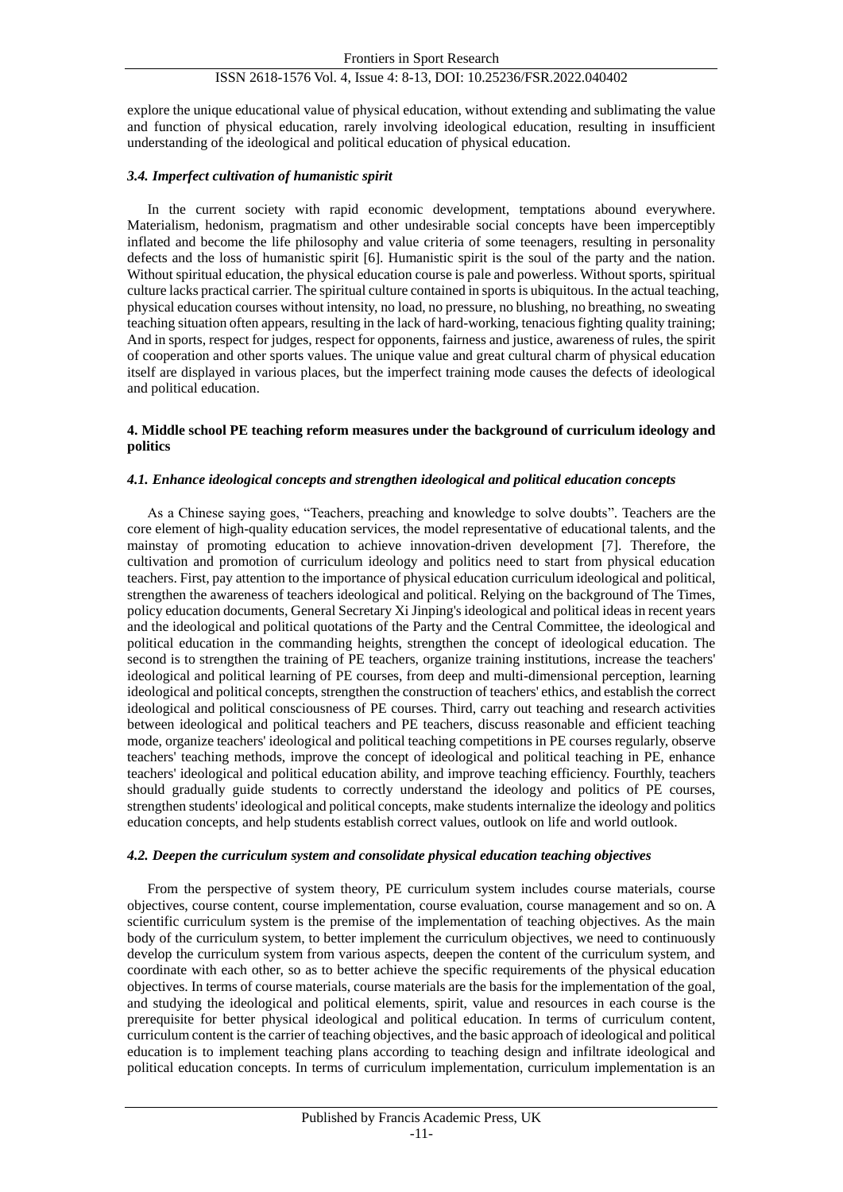explore the unique educational value of physical education, without extending and sublimating the value and function of physical education, rarely involving ideological education, resulting in insufficient understanding of the ideological and political education of physical education.

### *3.4. Imperfect cultivation of humanistic spirit*

In the current society with rapid economic development, temptations abound everywhere. Materialism, hedonism, pragmatism and other undesirable social concepts have been imperceptibly inflated and become the life philosophy and value criteria of some teenagers, resulting in personality defects and the loss of humanistic spirit [6]. Humanistic spirit is the soul of the party and the nation. Without spiritual education, the physical education course is pale and powerless. Without sports, spiritual culture lacks practical carrier. The spiritual culture contained in sports is ubiquitous. In the actual teaching, physical education courses without intensity, no load, no pressure, no blushing, no breathing, no sweating teaching situation often appears, resulting in the lack of hard-working, tenacious fighting quality training; And in sports, respect for judges, respect for opponents, fairness and justice, awareness of rules, the spirit of cooperation and other sports values. The unique value and great cultural charm of physical education itself are displayed in various places, but the imperfect training mode causes the defects of ideological and political education.

## **4. Middle school PE teaching reform measures under the background of curriculum ideology and politics**

### *4.1. Enhance ideological concepts and strengthen ideological and political education concepts*

As a Chinese saying goes, "Teachers, preaching and knowledge to solve doubts". Teachers are the core element of high-quality education services, the model representative of educational talents, and the mainstay of promoting education to achieve innovation-driven development [7]. Therefore, the cultivation and promotion of curriculum ideology and politics need to start from physical education teachers. First, pay attention to the importance of physical education curriculum ideological and political, strengthen the awareness of teachers ideological and political. Relying on the background of The Times, policy education documents, General Secretary Xi Jinping's ideological and political ideas in recent years and the ideological and political quotations of the Party and the Central Committee, the ideological and political education in the commanding heights, strengthen the concept of ideological education. The second is to strengthen the training of PE teachers, organize training institutions, increase the teachers' ideological and political learning of PE courses, from deep and multi-dimensional perception, learning ideological and political concepts, strengthen the construction of teachers' ethics, and establish the correct ideological and political consciousness of PE courses. Third, carry out teaching and research activities between ideological and political teachers and PE teachers, discuss reasonable and efficient teaching mode, organize teachers' ideological and political teaching competitions in PE courses regularly, observe teachers' teaching methods, improve the concept of ideological and political teaching in PE, enhance teachers' ideological and political education ability, and improve teaching efficiency. Fourthly, teachers should gradually guide students to correctly understand the ideology and politics of PE courses, strengthen students' ideological and political concepts, make students internalize the ideology and politics education concepts, and help students establish correct values, outlook on life and world outlook.

### *4.2. Deepen the curriculum system and consolidate physical education teaching objectives*

From the perspective of system theory, PE curriculum system includes course materials, course objectives, course content, course implementation, course evaluation, course management and so on. A scientific curriculum system is the premise of the implementation of teaching objectives. As the main body of the curriculum system, to better implement the curriculum objectives, we need to continuously develop the curriculum system from various aspects, deepen the content of the curriculum system, and coordinate with each other, so as to better achieve the specific requirements of the physical education objectives. In terms of course materials, course materials are the basis for the implementation of the goal, and studying the ideological and political elements, spirit, value and resources in each course is the prerequisite for better physical ideological and political education. In terms of curriculum content, curriculum content is the carrier of teaching objectives, and the basic approach of ideological and political education is to implement teaching plans according to teaching design and infiltrate ideological and political education concepts. In terms of curriculum implementation, curriculum implementation is an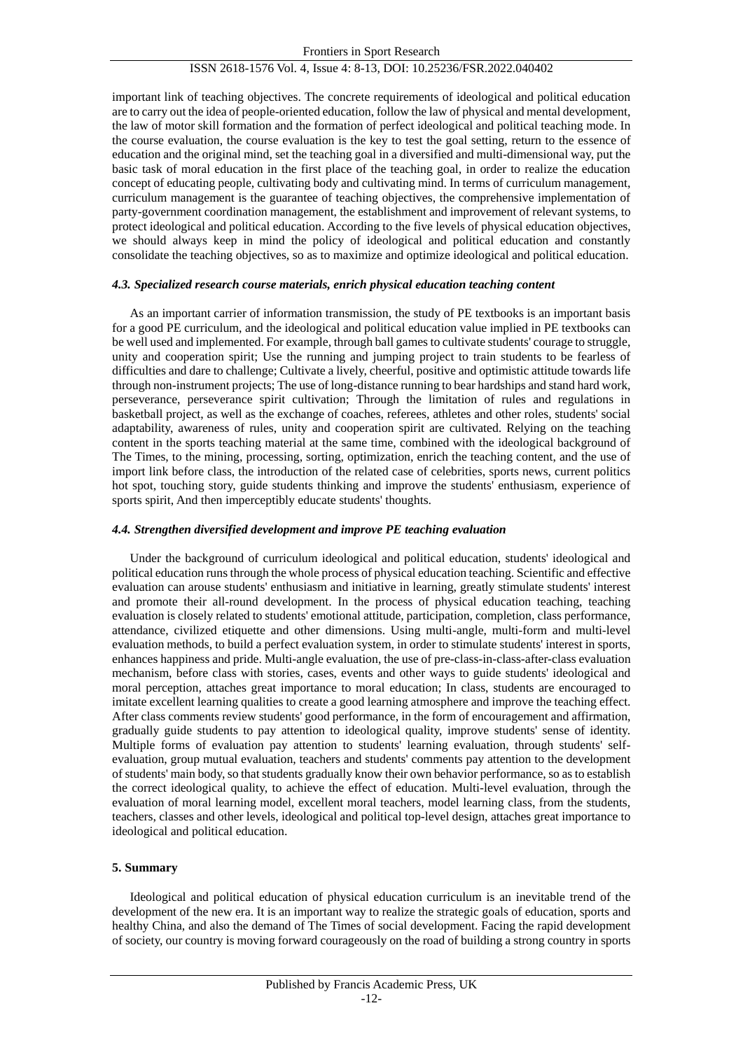important link of teaching objectives. The concrete requirements of ideological and political education are to carry out the idea of people-oriented education, follow the law of physical and mental development, the law of motor skill formation and the formation of perfect ideological and political teaching mode. In the course evaluation, the course evaluation is the key to test the goal setting, return to the essence of education and the original mind, set the teaching goal in a diversified and multi-dimensional way, put the basic task of moral education in the first place of the teaching goal, in order to realize the education concept of educating people, cultivating body and cultivating mind. In terms of curriculum management, curriculum management is the guarantee of teaching objectives, the comprehensive implementation of party-government coordination management, the establishment and improvement of relevant systems, to protect ideological and political education. According to the five levels of physical education objectives, we should always keep in mind the policy of ideological and political education and constantly consolidate the teaching objectives, so as to maximize and optimize ideological and political education.

### *4.3. Specialized research course materials, enrich physical education teaching content*

As an important carrier of information transmission, the study of PE textbooks is an important basis for a good PE curriculum, and the ideological and political education value implied in PE textbooks can be well used and implemented. For example, through ball games to cultivate students' courage to struggle, unity and cooperation spirit; Use the running and jumping project to train students to be fearless of difficulties and dare to challenge; Cultivate a lively, cheerful, positive and optimistic attitude towards life through non-instrument projects; The use of long-distance running to bear hardships and stand hard work, perseverance, perseverance spirit cultivation; Through the limitation of rules and regulations in basketball project, as well as the exchange of coaches, referees, athletes and other roles, students' social adaptability, awareness of rules, unity and cooperation spirit are cultivated. Relying on the teaching content in the sports teaching material at the same time, combined with the ideological background of The Times, to the mining, processing, sorting, optimization, enrich the teaching content, and the use of import link before class, the introduction of the related case of celebrities, sports news, current politics hot spot, touching story, guide students thinking and improve the students' enthusiasm, experience of sports spirit, And then imperceptibly educate students' thoughts.

### *4.4. Strengthen diversified development and improve PE teaching evaluation*

Under the background of curriculum ideological and political education, students' ideological and political education runs through the whole process of physical education teaching. Scientific and effective evaluation can arouse students' enthusiasm and initiative in learning, greatly stimulate students' interest and promote their all-round development. In the process of physical education teaching, teaching evaluation is closely related to students' emotional attitude, participation, completion, class performance, attendance, civilized etiquette and other dimensions. Using multi-angle, multi-form and multi-level evaluation methods, to build a perfect evaluation system, in order to stimulate students' interest in sports, enhances happiness and pride. Multi-angle evaluation, the use of pre-class-in-class-after-class evaluation mechanism, before class with stories, cases, events and other ways to guide students' ideological and moral perception, attaches great importance to moral education; In class, students are encouraged to imitate excellent learning qualities to create a good learning atmosphere and improve the teaching effect. After class comments review students' good performance, in the form of encouragement and affirmation, gradually guide students to pay attention to ideological quality, improve students' sense of identity. Multiple forms of evaluation pay attention to students' learning evaluation, through students' self-evaluation, group mutual evaluation, teachers and students' comments pay attention to the development of students' main body, so that students gradually know their own behavior performance, so as to establish the correct ideological quality, to achieve the effect of education. Multi-level evaluation, through the evaluation of moral learning model, excellent moral teachers, model learning class, from the students, teachers, classes and other levels, ideological and political top-level design, attaches great importance to ideological and political education.

## 5. Summary

Ideological and political education of physical education curriculum is an inevitable trend of the development of the new era. It is an important way to realize the strategic goals of education, sports and healthy China, and also the demand of The Times of social development. Facing the rapid development of society, our country is moving forward courageously on the road of building a strong country in sports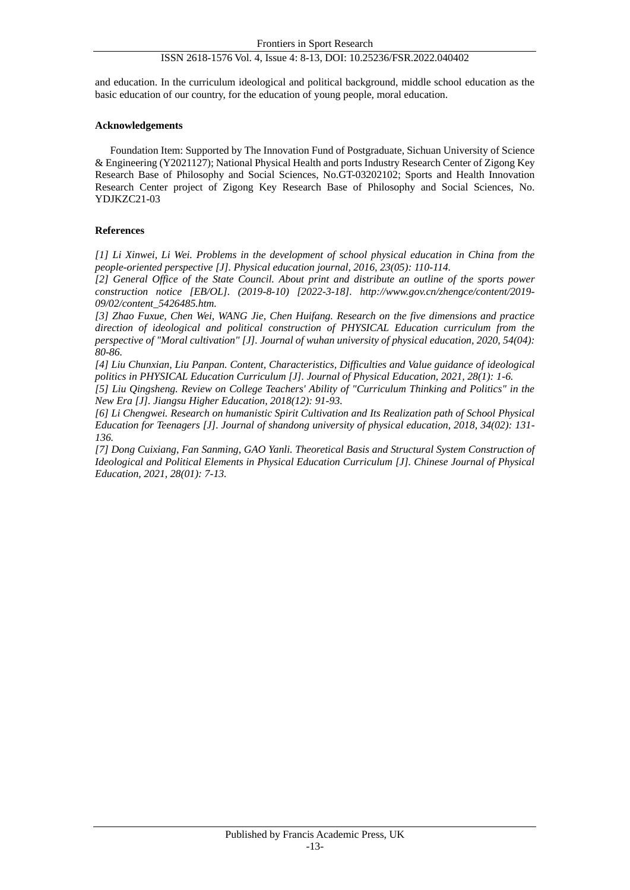and education. In the curriculum ideological and political background, middle school education as the basic education of our country, for the education of young people, moral education.

## Acknowledgements

Foundation Item: Supported by The Innovation Fund of Postgraduate, Sichuan University of Science & Engineering (Y2021127); National Physical Health and ports Industry Research Center of Zigong Key Research Base of Philosophy and Social Sciences, No.GT-03202102; Sports and Health Innovation Research Center project of Zigong Key Research Base of Philosophy and Social Sciences, No. YDJKZC21-03

## References

*[1] Li Xinwei, Li Wei. Problems in the development of school physical education in China from the people-oriented perspective [J]. Physical education journal, 2016, 23(05): 110-114.*

*[2] General Office of the State Council. About print and distribute an outline of the sports power construction notice [EB/OL]. (2019-8-10) [2022-3-18]. http://www.gov.cn/zhengce/content/2019-09/02/content_5426485.htm.*

*[3] Zhao Fuxue, Chen Wei, WANG Jie, Chen Huifang. Research on the five dimensions and practice direction of ideological and political construction of PHYSICAL Education curriculum from the perspective of "Moral cultivation" [J]. Journal of wuhan university of physical education, 2020, 54(04): 80-86.*

*[4] Liu Chunxian, Liu Panpan. Content, Characteristics, Difficulties and Value guidance of ideological politics in PHYSICAL Education Curriculum [J]. Journal of Physical Education, 2021, 28(1): 1-6.*

*[5] Liu Qingsheng. Review on College Teachers' Ability of "Curriculum Thinking and Politics" in the New Era [J]. Jiangsu Higher Education, 2018(12): 91-93.*

*[6] Li Chengwei. Research on humanistic Spirit Cultivation and Its Realization path of School Physical Education for Teenagers [J]. Journal of shandong university of physical education, 2018, 34(02): 131-136.*

*[7] Dong Cuixiang, Fan Sanming, GAO Yanli. Theoretical Basis and Structural System Construction of Ideological and Political Elements in Physical Education Curriculum [J]. Chinese Journal of Physical Education, 2021, 28(01): 7-13.*